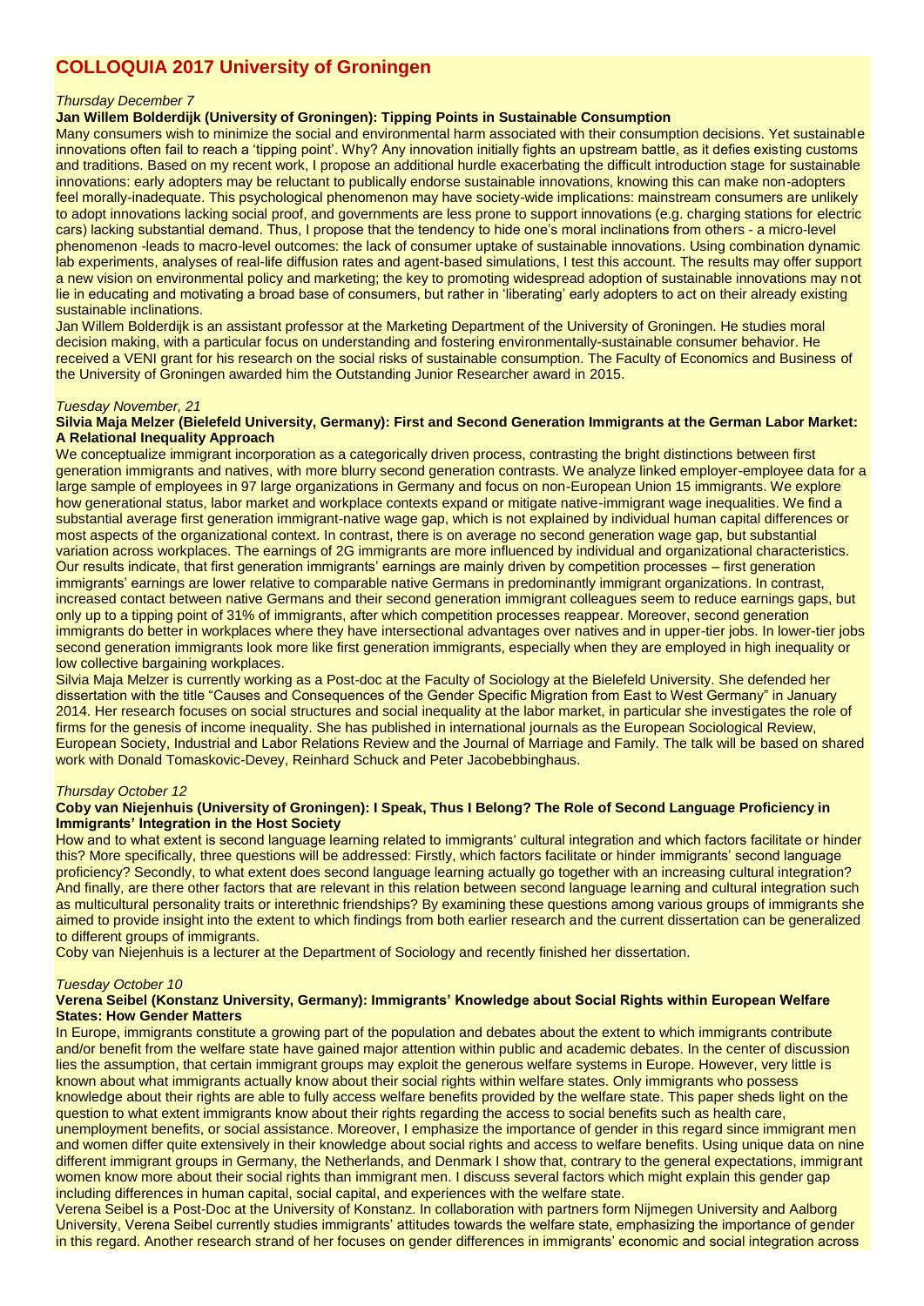# COLLOQUIA 2017 University of Groningen

*Thursday December 7*

**Jan Willem Bolderdijk (University of Groningen): Tipping Points in Sustainable Consumption**

Many consumers wish to minimize the social and environmental harm associated with their consumption decisions. Yet sustainable innovations often fail to reach a 'tipping point'. Why? Any innovation initially fights an upstream battle, as it defies existing customs and traditions. Based on my recent work, I propose an additional hurdle exacerbating the difficult introduction stage for sustainable innovations: early adopters may be reluctant to publically endorse sustainable innovations, knowing this can make non-adopters feel morally-inadequate. This psychological phenomenon may have society-wide implications: mainstream consumers are unlikely to adopt innovations lacking social proof, and governments are less prone to support innovations (e.g. charging stations for electric cars) lacking substantial demand. Thus, I propose that the tendency to hide one's moral inclinations from others - a micro-level phenomenon -leads to macro-level outcomes: the lack of consumer uptake of sustainable innovations. Using combination dynamic lab experiments, analyses of real-life diffusion rates and agent-based simulations, I test this account. The results may offer support a new vision on environmental policy and marketing; the key to promoting widespread adoption of sustainable innovations may not lie in educating and motivating a broad base of consumers, but rather in 'liberating' early adopters to act on their already existing sustainable inclinations.

Jan Willem Bolderdijk is an assistant professor at the Marketing Department of the University of Groningen. He studies moral decision making, with a particular focus on understanding and fostering environmentally-sustainable consumer behavior. He received a VENI grant for his research on the social risks of sustainable consumption. The Faculty of Economics and Business of the University of Groningen awarded him the Outstanding Junior Researcher award in 2015.

*Tuesday November, 21*

**Silvia Maja Melzer (Bielefeld University, Germany): First and Second Generation Immigrants at the German Labor Market: A Relational Inequality Approach**

We conceptualize immigrant incorporation as a categorically driven process, contrasting the bright distinctions between first generation immigrants and natives, with more blurry second generation contrasts. We analyze linked employer-employee data for a large sample of employees in 97 large organizations in Germany and focus on non-European Union 15 immigrants. We explore how generational status, labor market and workplace contexts expand or mitigate native-immigrant wage inequalities. We find a substantial average first generation immigrant-native wage gap, which is not explained by individual human capital differences or most aspects of the organizational context. In contrast, there is on average no second generation wage gap, but substantial variation across workplaces. The earnings of 2G immigrants are more influenced by individual and organizational characteristics. Our results indicate, that first generation immigrants' earnings are mainly driven by competition processes – first generation immigrants' earnings are lower relative to comparable native Germans in predominantly immigrant organizations. In contrast, increased contact between native Germans and their second generation immigrant colleagues seem to reduce earnings gaps, but only up to a tipping point of 31% of immigrants, after which competition processes reappear. Moreover, second generation immigrants do better in workplaces where they have intersectional advantages over natives and in upper-tier jobs. In lower-tier jobs second generation immigrants look more like first generation immigrants, especially when they are employed in high inequality or low collective bargaining workplaces.

Silvia Maja Melzer is currently working as a Post-doc at the Faculty of Sociology at the Bielefeld University. She defended her dissertation with the title "Causes and Consequences of the Gender Specific Migration from East to West Germany" in January 2014. Her research focuses on social structures and social inequality at the labor market, in particular she investigates the role of firms for the genesis of income inequality. She has published in international journals as the European Sociological Review, European Society, Industrial and Labor Relations Review and the Journal of Marriage and Family. The talk will be based on shared work with Donald Tomaskovic-Devey, Reinhard Schuck and Peter Jacobebbinghaus.

*Thursday October 12*

**Coby van Niejenhuis (University of Groningen): I Speak, Thus I Belong? The Role of Second Language Proficiency in Immigrants' Integration in the Host Society**

How and to what extent is second language learning related to immigrants' cultural integration and which factors facilitate or hinder this? More specifically, three questions will be addressed: Firstly, which factors facilitate or hinder immigrants' second language proficiency? Secondly, to what extent does second language learning actually go together with an increasing cultural integration? And finally, are there other factors that are relevant in this relation between second language learning and cultural integration such as multicultural personality traits or interethnic friendships? By examining these questions among various groups of immigrants she aimed to provide insight into the extent to which findings from both earlier research and the current dissertation can be generalized to different groups of immigrants.

Coby van Niejenhuis is a lecturer at the Department of Sociology and recently finished her dissertation.

*Tuesday October 10*

**Verena Seibel (Konstanz University, Germany): Immigrants' Knowledge about Social Rights within European Welfare States: How Gender Matters**

In Europe, immigrants constitute a growing part of the population and debates about the extent to which immigrants contribute and/or benefit from the welfare state have gained major attention within public and academic debates. In the center of discussion lies the assumption, that certain immigrant groups may exploit the generous welfare systems in Europe. However, very little is known about what immigrants actually know about their social rights within welfare states. Only immigrants who possess knowledge about their rights are able to fully access welfare benefits provided by the welfare state. This paper sheds light on the question to what extent immigrants know about their rights regarding the access to social benefits such as health care, unemployment benefits, or social assistance. Moreover, I emphasize the importance of gender in this regard since immigrant men and women differ quite extensively in their knowledge about social rights and access to welfare benefits. Using unique data on nine different immigrant groups in Germany, the Netherlands, and Denmark I show that, contrary to the general expectations, immigrant women know more about their social rights than immigrant men. I discuss several factors which might explain this gender gap including differences in human capital, social capital, and experiences with the welfare state.

Verena Seibel is a Post-Doc at the University of Konstanz. In collaboration with partners form Nijmegen University and Aalborg University, Verena Seibel currently studies immigrants' attitudes towards the welfare state, emphasizing the importance of gender in this regard. Another research strand of her focuses on gender differences in immigrants' economic and social integration across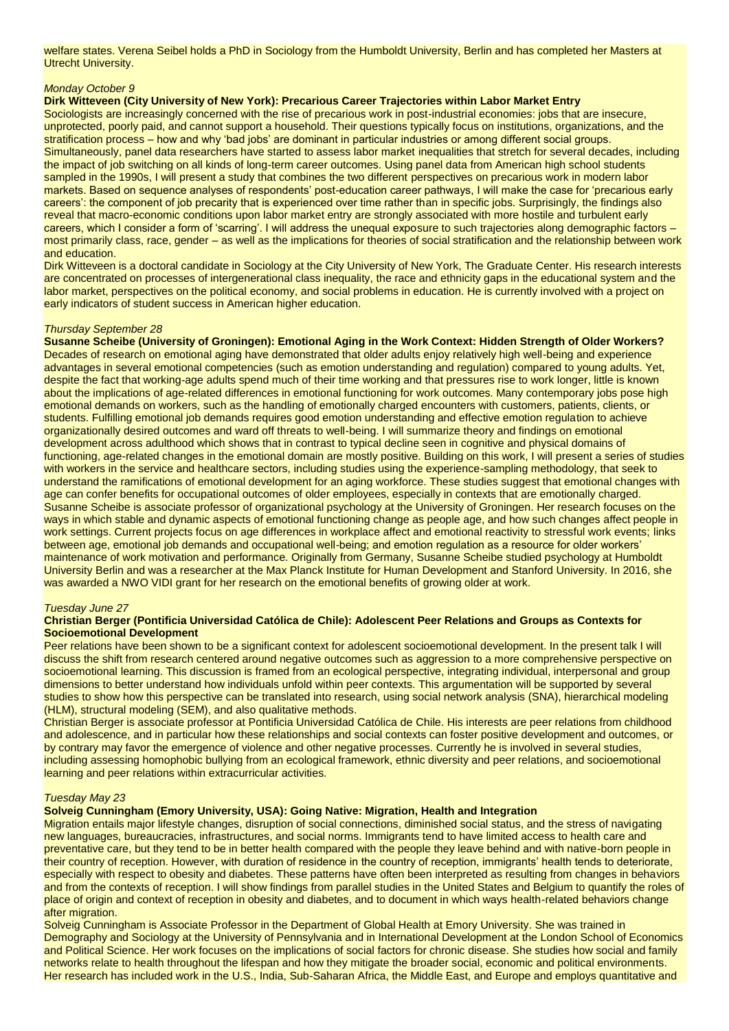welfare states. Verena Seibel holds a PhD in Sociology from the Humboldt University, Berlin and has completed her Masters at Utrecht University.

*Monday October 9*

**Dirk Witteveen (City University of New York): Precarious Career Trajectories within Labor Market Entry**

Sociologists are increasingly concerned with the rise of precarious work in post-industrial economies: jobs that are insecure, unprotected, poorly paid, and cannot support a household. Their questions typically focus on institutions, organizations, and the stratification process – how and why 'bad jobs' are dominant in particular industries or among different social groups. Simultaneously, panel data researchers have started to assess labor market inequalities that stretch for several decades, including the impact of job switching on all kinds of long-term career outcomes. Using panel data from American high school students sampled in the 1990s, I will present a study that combines the two different perspectives on precarious work in modern labor markets. Based on sequence analyses of respondents' post-education career pathways, I will make the case for 'precarious early careers': the component of job precarity that is experienced over time rather than in specific jobs. Surprisingly, the findings also reveal that macro-economic conditions upon labor market entry are strongly associated with more hostile and turbulent early careers, which I consider a form of 'scarring'. I will address the unequal exposure to such trajectories along demographic factors – most primarily class, race, gender – as well as the implications for theories of social stratification and the relationship between work and education.

Dirk Witteveen is a doctoral candidate in Sociology at the City University of New York, The Graduate Center. His research interests are concentrated on processes of intergenerational class inequality, the race and ethnicity gaps in the educational system and the labor market, perspectives on the political economy, and social problems in education. He is currently involved with a project on early indicators of student success in American higher education.

*Thursday September 28*

**Susanne Scheibe (University of Groningen): Emotional Aging in the Work Context: Hidden Strength of Older Workers?**

Decades of research on emotional aging have demonstrated that older adults enjoy relatively high well-being and experience advantages in several emotional competencies (such as emotion understanding and regulation) compared to young adults. Yet, despite the fact that working-age adults spend much of their time working and that pressures rise to work longer, little is known about the implications of age-related differences in emotional functioning for work outcomes. Many contemporary jobs pose high emotional demands on workers, such as the handling of emotionally charged encounters with customers, patients, clients, or students. Fulfilling emotional job demands requires good emotion understanding and effective emotion regulation to achieve organizationally desired outcomes and ward off threats to well-being. I will summarize theory and findings on emotional development across adulthood which shows that in contrast to typical decline seen in cognitive and physical domains of functioning, age-related changes in the emotional domain are mostly positive. Building on this work, I will present a series of studies with workers in the service and healthcare sectors, including studies using the experience-sampling methodology, that seek to understand the ramifications of emotional development for an aging workforce. These studies suggest that emotional changes with age can confer benefits for occupational outcomes of older employees, especially in contexts that are emotionally charged.

Susanne Scheibe is associate professor of organizational psychology at the University of Groningen. Her research focuses on the ways in which stable and dynamic aspects of emotional functioning change as people age, and how such changes affect people in work settings. Current projects focus on age differences in workplace affect and emotional reactivity to stressful work events; links between age, emotional job demands and occupational well-being; and emotion regulation as a resource for older workers' maintenance of work motivation and performance. Originally from Germany, Susanne Scheibe studied psychology at Humboldt University Berlin and was a researcher at the Max Planck Institute for Human Development and Stanford University. In 2016, she was awarded a NWO VIDI grant for her research on the emotional benefits of growing older at work.

*Tuesday June 27*

**Christian Berger (Pontificia Universidad Católica de Chile): Adolescent Peer Relations and Groups as Contexts for Socioemotional Development**

Peer relations have been shown to be a significant context for adolescent socioemotional development. In the present talk I will discuss the shift from research centered around negative outcomes such as aggression to a more comprehensive perspective on socioemotional learning. This discussion is framed from an ecological perspective, integrating individual, interpersonal and group dimensions to better understand how individuals unfold within peer contexts. This argumentation will be supported by several studies to show how this perspective can be translated into research, using social network analysis (SNA), hierarchical modeling (HLM), structural modeling (SEM), and also qualitative methods.

Christian Berger is associate professor at Pontificia Universidad Católica de Chile. His interests are peer relations from childhood and adolescence, and in particular how these relationships and social contexts can foster positive development and outcomes, or by contrary may favor the emergence of violence and other negative processes. Currently he is involved in several studies, including assessing homophobic bullying from an ecological framework, ethnic diversity and peer relations, and socioemotional learning and peer relations within extracurricular activities.

*Tuesday May 23*

**Solveig Cunningham (Emory University, USA): Going Native: Migration, Health and Integration**

Migration entails major lifestyle changes, disruption of social connections, diminished social status, and the stress of navigating new languages, bureaucracies, infrastructures, and social norms. Immigrants tend to have limited access to health care and preventative care, but they tend to be in better health compared with the people they leave behind and with native-born people in their country of reception. However, with duration of residence in the country of reception, immigrants' health tends to deteriorate, especially with respect to obesity and diabetes. These patterns have often been interpreted as resulting from changes in behaviors and from the contexts of reception. I will show findings from parallel studies in the United States and Belgium to quantify the roles of place of origin and context of reception in obesity and diabetes, and to document in which ways health-related behaviors change after migration.

Solveig Cunningham is Associate Professor in the Department of Global Health at Emory University. She was trained in Demography and Sociology at the University of Pennsylvania and in International Development at the London School of Economics and Political Science. Her work focuses on the implications of social factors for chronic disease. She studies how social and family networks relate to health throughout the lifespan and how they mitigate the broader social, economic and political environments. Her research has included work in the U.S., India, Sub-Saharan Africa, the Middle East, and Europe and employs quantitative and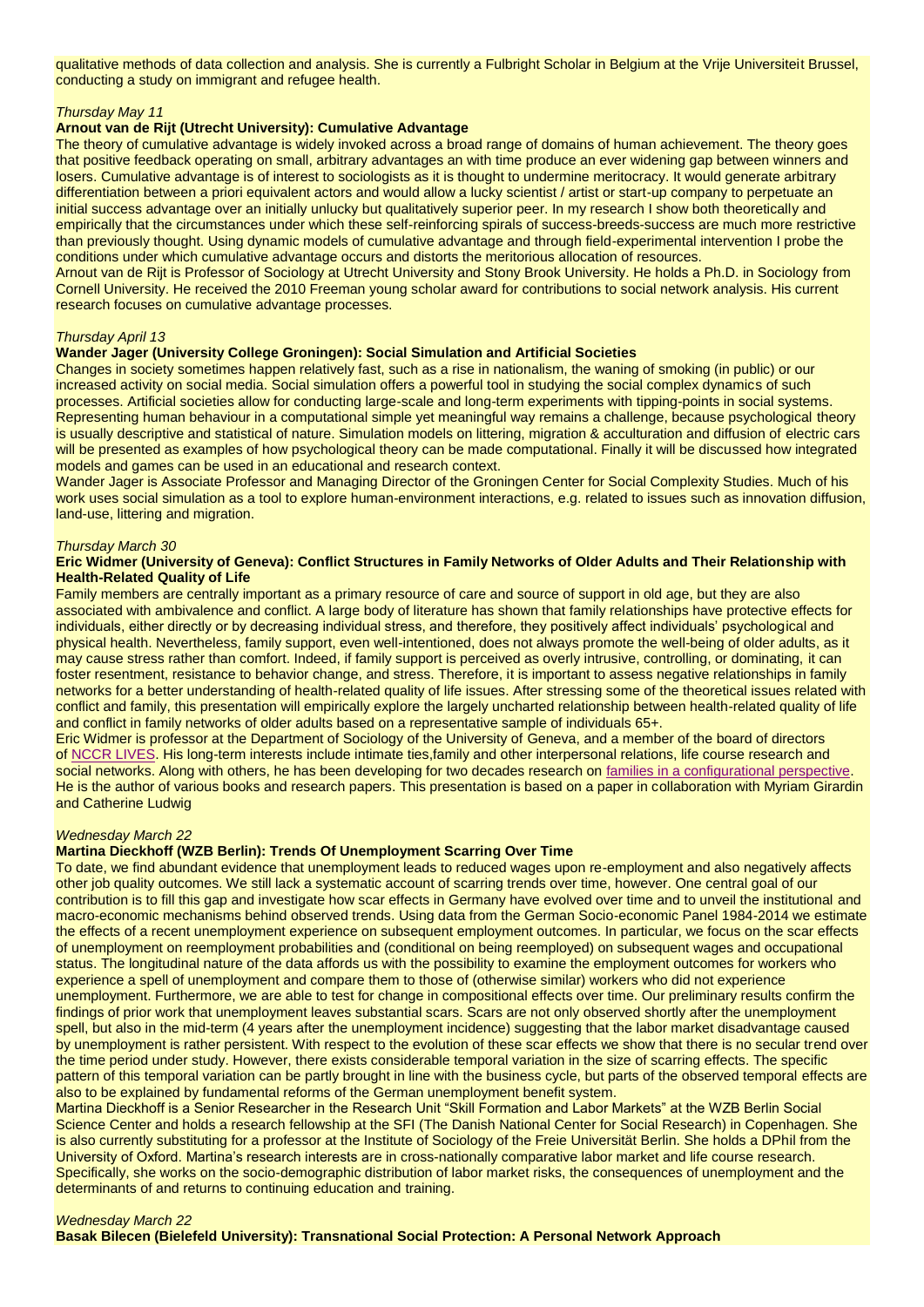qualitative methods of data collection and analysis. She is currently a Fulbright Scholar in Belgium at the Vrije Universiteit Brussel, conducting a study on immigrant and refugee health.

*Thursday May 11*

**Arnout van de Rijt (Utrecht University): Cumulative Advantage**

The theory of cumulative advantage is widely invoked across a broad range of domains of human achievement. The theory goes that positive feedback operating on small, arbitrary advantages an with time produce an ever widening gap between winners and losers. Cumulative advantage is of interest to sociologists as it is thought to undermine meritocracy. It would generate arbitrary differentiation between a priori equivalent actors and would allow a lucky scientist / artist or start-up company to perpetuate an initial success advantage over an initially unlucky but qualitatively superior peer. In my research I show both theoretically and empirically that the circumstances under which these self-reinforcing spirals of success-breeds-success are much more restrictive than previously thought. Using dynamic models of cumulative advantage and through field-experimental intervention I probe the conditions under which cumulative advantage occurs and distorts the meritorious allocation of resources.

Arnout van de Rijt is Professor of Sociology at Utrecht University and Stony Brook University. He holds a Ph.D. in Sociology from Cornell University. He received the 2010 Freeman young scholar award for contributions to social network analysis. His current research focuses on cumulative advantage processes.

*Thursday April 13*

**Wander Jager (University College Groningen): Social Simulation and Artificial Societies**

Changes in society sometimes happen relatively fast, such as a rise in nationalism, the waning of smoking (in public) or our increased activity on social media. Social simulation offers a powerful tool in studying the social complex dynamics of such processes. Artificial societies allow for conducting large-scale and long-term experiments with tipping-points in social systems. Representing human behaviour in a computational simple yet meaningful way remains a challenge, because psychological theory is usually descriptive and statistical of nature. Simulation models on littering, migration & acculturation and diffusion of electric cars will be presented as examples of how psychological theory can be made computational. Finally it will be discussed how integrated models and games can be used in an educational and research context.

Wander Jager is Associate Professor and Managing Director of the Groningen Center for Social Complexity Studies. Much of his work uses social simulation as a tool to explore human-environment interactions, e.g. related to issues such as innovation diffusion, land-use, littering and migration.

*Thursday March 30*

**Eric Widmer (University of Geneva): Conflict Structures in Family Networks of Older Adults and Their Relationship with Health-Related Quality of Life**

Family members are centrally important as a primary resource of care and source of support in old age, but they are also associated with ambivalence and conflict. A large body of literature has shown that family relationships have protective effects for individuals, either directly or by decreasing individual stress, and therefore, they positively affect individuals' psychological and physical health. Nevertheless, family support, even well-intentioned, does not always promote the well-being of older adults, as it may cause stress rather than comfort. Indeed, if family support is perceived as overly intrusive, controlling, or dominating, it can foster resentment, resistance to behavior change, and stress. Therefore, it is important to assess negative relationships in family networks for a better understanding of health-related quality of life issues. After stressing some of the theoretical issues related with conflict and family, this presentation will empirically explore the largely uncharted relationship between health-related quality of life and conflict in family networks of older adults based on a representative sample of individuals 65+.

Eric Widmer is professor at the Department of Sociology of the University of Geneva, and a member of the board of directors of NCCR LIVES. His long-term interests include intimate ties,family and other interpersonal relations, life course research and social networks. Along with others, he has been developing for two decades research on families in a configurational perspective. He is the author of various books and research papers. This presentation is based on a paper in collaboration with Myriam Girardin and Catherine Ludwig

*Wednesday March 22*

**Martina Dieckhoff (WZB Berlin): Trends Of Unemployment Scarring Over Time**

To date, we find abundant evidence that unemployment leads to reduced wages upon re-employment and also negatively affects other job quality outcomes. We still lack a systematic account of scarring trends over time, however. One central goal of our contribution is to fill this gap and investigate how scar effects in Germany have evolved over time and to unveil the institutional and macro-economic mechanisms behind observed trends. Using data from the German Socio-economic Panel 1984-2014 we estimate the effects of a recent unemployment experience on subsequent employment outcomes. In particular, we focus on the scar effects of unemployment on reemployment probabilities and (conditional on being reemployed) on subsequent wages and occupational status. The longitudinal nature of the data affords us with the possibility to examine the employment outcomes for workers who experience a spell of unemployment and compare them to those of (otherwise similar) workers who did not experience unemployment. Furthermore, we are able to test for change in compositional effects over time. Our preliminary results confirm the findings of prior work that unemployment leaves substantial scars. Scars are not only observed shortly after the unemployment spell, but also in the mid-term (4 years after the unemployment incidence) suggesting that the labor market disadvantage caused by unemployment is rather persistent. With respect to the evolution of these scar effects we show that there is no secular trend over the time period under study. However, there exists considerable temporal variation in the size of scarring effects. The specific pattern of this temporal variation can be partly brought in line with the business cycle, but parts of the observed temporal effects are also to be explained by fundamental reforms of the German unemployment benefit system.

Martina Dieckhoff is a Senior Researcher in the Research Unit "Skill Formation and Labor Markets" at the WZB Berlin Social Science Center and holds a research fellowship at the SFI (The Danish National Center for Social Research) in Copenhagen. She is also currently substituting for a professor at the Institute of Sociology of the Freie Universität Berlin. She holds a DPhil from the University of Oxford. Martina's research interests are in cross-nationally comparative labor market and life course research. Specifically, she works on the socio-demographic distribution of labor market risks, the consequences of unemployment and the determinants of and returns to continuing education and training.

*Wednesday March 22*

**Basak Bilecen (Bielefeld University): Transnational Social Protection: A Personal Network Approach**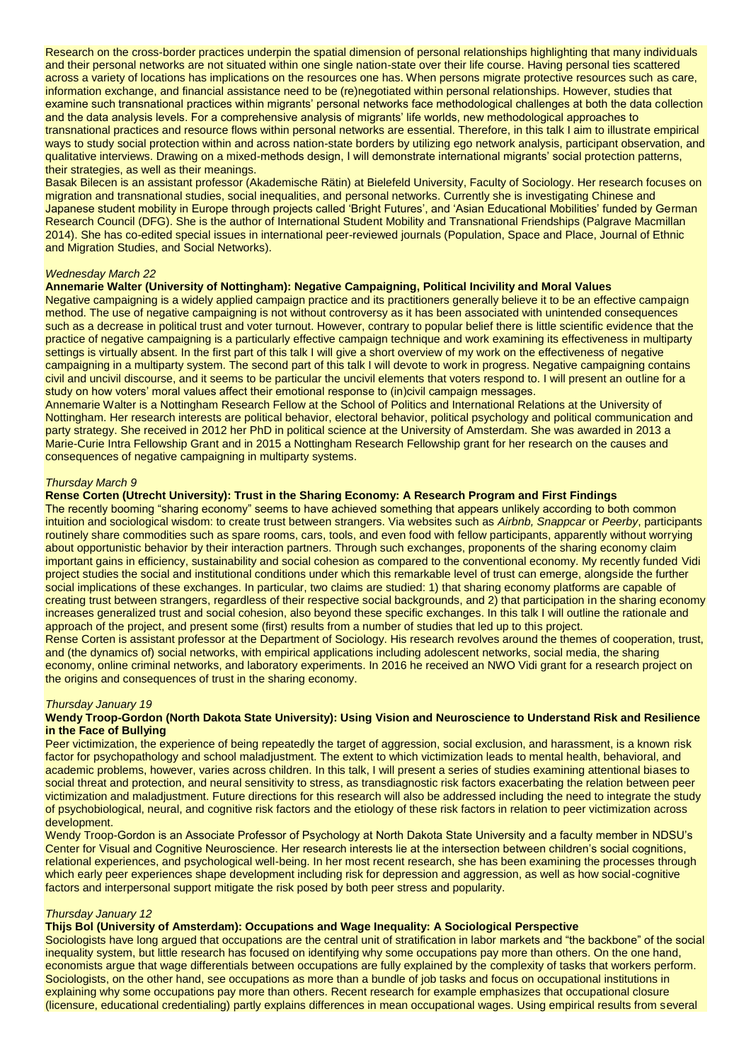Research on the cross-border practices underpin the spatial dimension of personal relationships highlighting that many individuals and their personal networks are not situated within one single nation-state over their life course. Having personal ties scattered across a variety of locations has implications on the resources one has. When persons migrate protective resources such as care, information exchange, and financial assistance need to be (re)negotiated within personal relationships. However, studies that examine such transnational practices within migrants' personal networks face methodological challenges at both the data collection and the data analysis levels. For a comprehensive analysis of migrants' life worlds, new methodological approaches to transnational practices and resource flows within personal networks are essential. Therefore, in this talk I aim to illustrate empirical ways to study social protection within and across nation-state borders by utilizing ego network analysis, participant observation, and qualitative interviews. Drawing on a mixed-methods design, I will demonstrate international migrants' social protection patterns, their strategies, as well as their meanings.

Basak Bilecen is an assistant professor (Akademische Rätin) at Bielefeld University, Faculty of Sociology. Her research focuses on migration and transnational studies, social inequalities, and personal networks. Currently she is investigating Chinese and Japanese student mobility in Europe through projects called 'Bright Futures', and 'Asian Educational Mobilities' funded by German Research Council (DFG). She is the author of International Student Mobility and Transnational Friendships (Palgrave Macmillan 2014). She has co-edited special issues in international peer-reviewed journals (Population, Space and Place, Journal of Ethnic and Migration Studies, and Social Networks).

*Wednesday March 22*

**Annemarie Walter (University of Nottingham): Negative Campaigning, Political Incivility and Moral Values**

Negative campaigning is a widely applied campaign practice and its practitioners generally believe it to be an effective campaign method. The use of negative campaigning is not without controversy as it has been associated with unintended consequences such as a decrease in political trust and voter turnout. However, contrary to popular belief there is little scientific evidence that the practice of negative campaigning is a particularly effective campaign technique and work examining its effectiveness in multiparty settings is virtually absent. In the first part of this talk I will give a short overview of my work on the effectiveness of negative campaigning in a multiparty system. The second part of this talk I will devote to work in progress. Negative campaigning contains civil and uncivil discourse, and it seems to be particular the uncivil elements that voters respond to. I will present an outline for a study on how voters' moral values affect their emotional response to (in)civil campaign messages.

Annemarie Walter is a Nottingham Research Fellow at the School of Politics and International Relations at the University of Nottingham. Her research interests are political behavior, electoral behavior, political psychology and political communication and party strategy. She received in 2012 her PhD in political science at the University of Amsterdam. She was awarded in 2013 a Marie-Curie Intra Fellowship Grant and in 2015 a Nottingham Research Fellowship grant for her research on the causes and consequences of negative campaigning in multiparty systems.

*Thursday March 9*

**Rense Corten (Utrecht University): Trust in the Sharing Economy: A Research Program and First Findings**

The recently booming "sharing economy" seems to have achieved something that appears unlikely according to both common intuition and sociological wisdom: to create trust between strangers. Via websites such as *Airbnb, Snappcar* or *Peerby*, participants routinely share commodities such as spare rooms, cars, tools, and even food with fellow participants, apparently without worrying about opportunistic behavior by their interaction partners. Through such exchanges, proponents of the sharing economy claim important gains in efficiency, sustainability and social cohesion as compared to the conventional economy. My recently funded Vidi project studies the social and institutional conditions under which this remarkable level of trust can emerge, alongside the further social implications of these exchanges. In particular, two claims are studied: 1) that sharing economy platforms are capable of creating trust between strangers, regardless of their respective social backgrounds, and 2) that participation in the sharing economy increases generalized trust and social cohesion, also beyond these specific exchanges. In this talk I will outline the rationale and approach of the project, and present some (first) results from a number of studies that led up to this project.

Rense Corten is assistant professor at the Department of Sociology. His research revolves around the themes of cooperation, trust, and (the dynamics of) social networks, with empirical applications including adolescent networks, social media, the sharing economy, online criminal networks, and laboratory experiments. In 2016 he received an NWO Vidi grant for a research project on the origins and consequences of trust in the sharing economy.

*Thursday January 19*

**Wendy Troop-Gordon (North Dakota State University): Using Vision and Neuroscience to Understand Risk and Resilience in the Face of Bullying**

Peer victimization, the experience of being repeatedly the target of aggression, social exclusion, and harassment, is a known risk factor for psychopathology and school maladjustment. The extent to which victimization leads to mental health, behavioral, and academic problems, however, varies across children. In this talk, I will present a series of studies examining attentional biases to social threat and protection, and neural sensitivity to stress, as transdiagnostic risk factors exacerbating the relation between peer victimization and maladjustment. Future directions for this research will also be addressed including the need to integrate the study of psychobiological, neural, and cognitive risk factors and the etiology of these risk factors in relation to peer victimization across development.

Wendy Troop-Gordon is an Associate Professor of Psychology at North Dakota State University and a faculty member in NDSU's Center for Visual and Cognitive Neuroscience. Her research interests lie at the intersection between children's social cognitions, relational experiences, and psychological well-being. In her most recent research, she has been examining the processes through which early peer experiences shape development including risk for depression and aggression, as well as how social-cognitive factors and interpersonal support mitigate the risk posed by both peer stress and popularity.

*Thursday January 12*

**Thijs Bol (University of Amsterdam): Occupations and Wage Inequality: A Sociological Perspective**

Sociologists have long argued that occupations are the central unit of stratification in labor markets and "the backbone" of the social inequality system, but little research has focused on identifying why some occupations pay more than others. On the one hand, economists argue that wage differentials between occupations are fully explained by the complexity of tasks that workers perform. Sociologists, on the other hand, see occupations as more than a bundle of job tasks and focus on occupational institutions in explaining why some occupations pay more than others. Recent research for example emphasizes that occupational closure (licensure, educational credentialing) partly explains differences in mean occupational wages. Using empirical results from several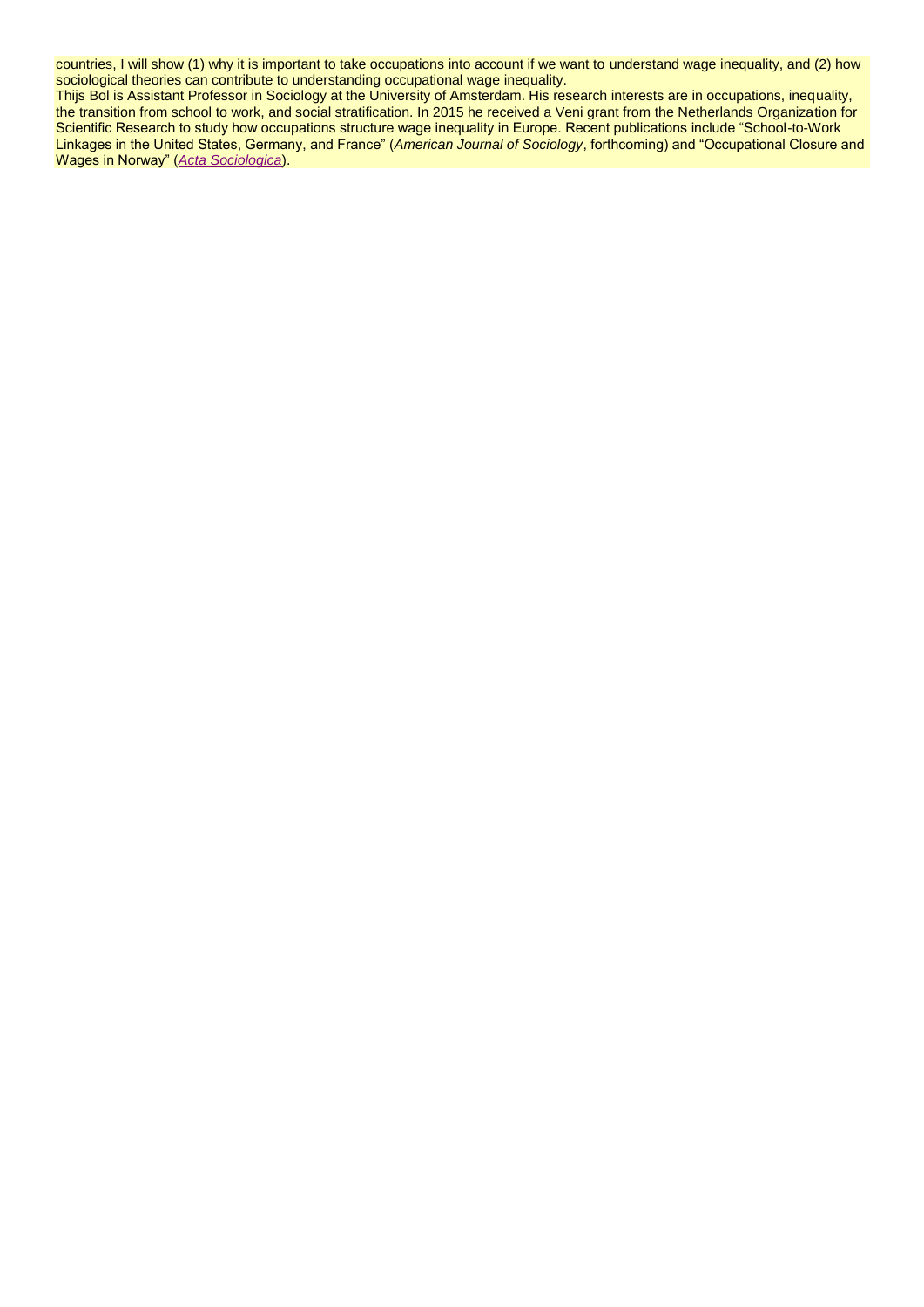countries, I will show (1) why it is important to take occupations into account if we want to understand wage inequality, and (2) how sociological theories can contribute to understanding occupational wage inequality.

Thijs Bol is Assistant Professor in Sociology at the University of Amsterdam. His research interests are in occupations, inequality, the transition from school to work, and social stratification. In 2015 he received a Veni grant from the Netherlands Organization for Scientific Research to study how occupations structure wage inequality in Europe. Recent publications include "School-to-Work Linkages in the United States, Germany, and France" (*American Journal of Sociology*, forthcoming) and "Occupational Closure and Wages in Norway" (*Acta Sociologica*).